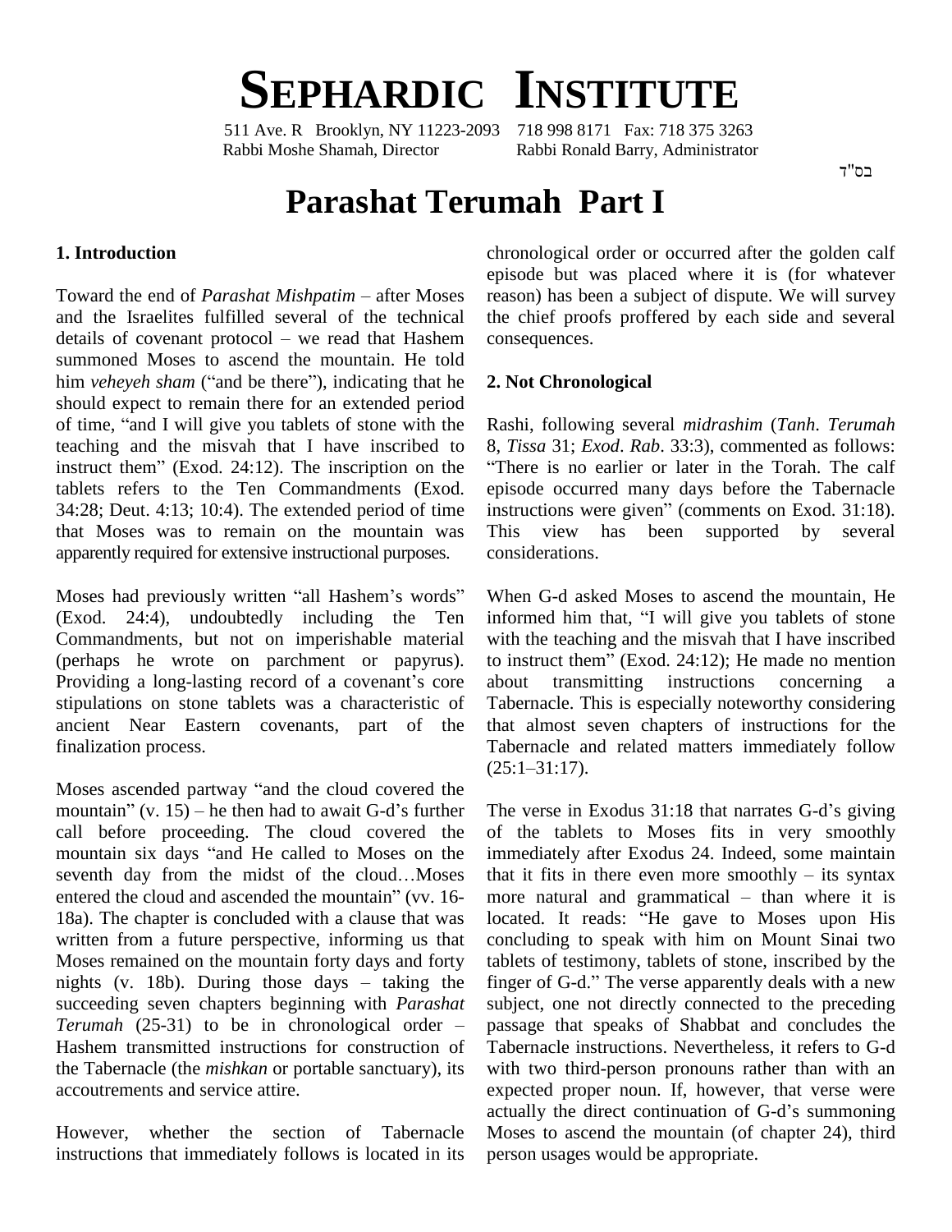# SEPHARDIC INSTITUTE

511 Ave. R Brooklyn, NY 11223-2093 718 998 8171 Fax: 718 375 3263
Rabbi Moshe Shamah, Director Rabbi Ronald Barry, Administrator

בס"ד

# Parashat Terumah Part I

## 1. Introduction

Toward the end of *Parashat Mishpatim* – after Moses and the Israelites fulfilled several of the technical details of covenant protocol – we read that Hashem summoned Moses to ascend the mountain. He told him *veheyeh sham* ("and be there"), indicating that he should expect to remain there for an extended period of time, "and I will give you tablets of stone with the teaching and the misvah that I have inscribed to instruct them" (Exod. 24:12). The inscription on the tablets refers to the Ten Commandments (Exod. 34:28; Deut. 4:13; 10:4). The extended period of time that Moses was to remain on the mountain was apparently required for extensive instructional purposes.

Moses had previously written "all Hashem's words" (Exod. 24:4), undoubtedly including the Ten Commandments, but not on imperishable material (perhaps he wrote on parchment or papyrus). Providing a long-lasting record of a covenant's core stipulations on stone tablets was a characteristic of ancient Near Eastern covenants, part of the finalization process.

Moses ascended partway "and the cloud covered the mountain" (v. 15) – he then had to await G-d's further call before proceeding. The cloud covered the mountain six days "and He called to Moses on the seventh day from the midst of the cloud…Moses entered the cloud and ascended the mountain" (vv. 16-18a). The chapter is concluded with a clause that was written from a future perspective, informing us that Moses remained on the mountain forty days and forty nights (v. 18b). During those days – taking the succeeding seven chapters beginning with *Parashat Terumah* (25-31) to be in chronological order – Hashem transmitted instructions for construction of the Tabernacle (the *mishkan* or portable sanctuary), its accoutrements and service attire.

However, whether the section of Tabernacle instructions that immediately follows is located in its chronological order or occurred after the golden calf episode but was placed where it is (for whatever reason) has been a subject of dispute. We will survey the chief proofs proffered by each side and several consequences.

## 2. Not Chronological

Rashi, following several *midrashim* (*Tanh*. *Terumah* 8, *Tissa* 31; *Exod*. *Rab*. 33:3), commented as follows: "There is no earlier or later in the Torah. The calf episode occurred many days before the Tabernacle instructions were given" (comments on Exod. 31:18). This view has been supported by several considerations.

When G-d asked Moses to ascend the mountain, He informed him that, "I will give you tablets of stone with the teaching and the misvah that I have inscribed to instruct them" (Exod. 24:12); He made no mention about transmitting instructions concerning a Tabernacle. This is especially noteworthy considering that almost seven chapters of instructions for the Tabernacle and related matters immediately follow (25:1–31:17).

The verse in Exodus 31:18 that narrates G-d's giving of the tablets to Moses fits in very smoothly immediately after Exodus 24. Indeed, some maintain that it fits in there even more smoothly – its syntax more natural and grammatical – than where it is located. It reads: "He gave to Moses upon His concluding to speak with him on Mount Sinai two tablets of testimony, tablets of stone, inscribed by the finger of G-d." The verse apparently deals with a new subject, one not directly connected to the preceding passage that speaks of Shabbat and concludes the Tabernacle instructions. Nevertheless, it refers to G-d with two third-person pronouns rather than with an expected proper noun. If, however, that verse were actually the direct continuation of G-d's summoning Moses to ascend the mountain (of chapter 24), third person usages would be appropriate.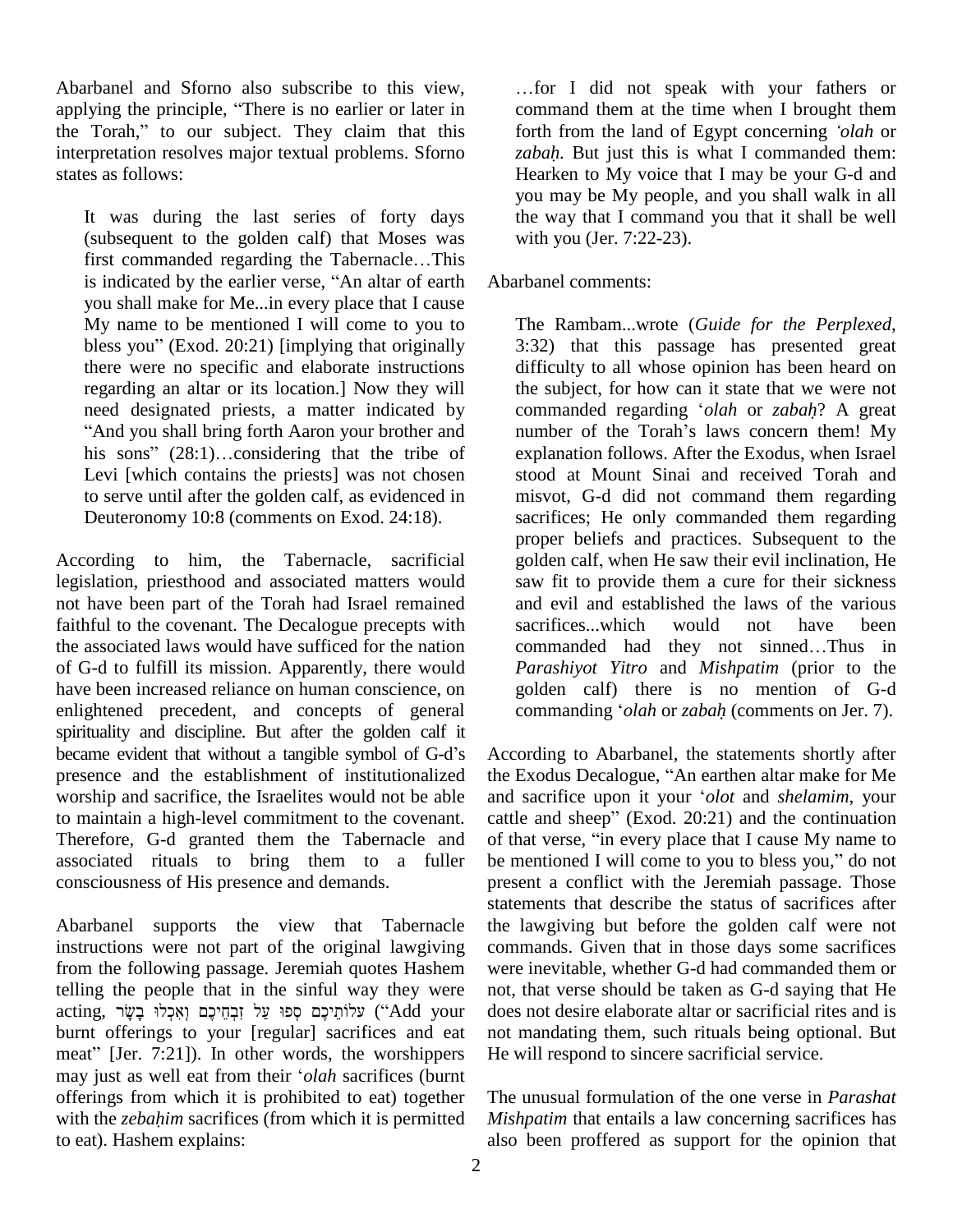Abarbanel and Sforno also subscribe to this view, applying the principle, "There is no earlier or later in the Torah," to our subject. They claim that this interpretation resolves major textual problems. Sforno states as follows:

> It was during the last series of forty days (subsequent to the golden calf) that Moses was first commanded regarding the Tabernacle…This is indicated by the earlier verse, "An altar of earth you shall make for Me...in every place that I cause My name to be mentioned I will come to you to bless you" (Exod. 20:21) [implying that originally there were no specific and elaborate instructions regarding an altar or its location.] Now they will need designated priests, a matter indicated by "And you shall bring forth Aaron your brother and his sons" (28:1)…considering that the tribe of Levi [which contains the priests] was not chosen to serve until after the golden calf, as evidenced in Deuteronomy 10:8 (comments on Exod. 24:18).

According to him, the Tabernacle, sacrificial legislation, priesthood and associated matters would not have been part of the Torah had Israel remained faithful to the covenant. The Decalogue precepts with the associated laws would have sufficed for the nation of G-d to fulfill its mission. Apparently, there would have been increased reliance on human conscience, on enlightened precedent, and concepts of general spirituality and discipline. But after the golden calf it became evident that without a tangible symbol of G-d's presence and the establishment of institutionalized worship and sacrifice, the Israelites would not be able to maintain a high-level commitment to the covenant. Therefore, G-d granted them the Tabernacle and associated rituals to bring them to a fuller consciousness of His presence and demands.

Abarbanel supports the view that Tabernacle instructions were not part of the original lawgiving from the following passage. Jeremiah quotes Hashem telling the people that in the sinful way they were acting, עֹלוֹתֵיכֶם סְפוּ עַל זִבְחֵיכֶם וְאִכְלוּ בָשָׂר ("Add your burnt offerings to your [regular] sacrifices and eat meat" [Jer. 7:21]). In other words, the worshippers may just as well eat from their '*olah* sacrifices (burnt offerings from which it is prohibited to eat) together with the *zebaḥim* sacrifices (from which it is permitted to eat). Hashem explains:

> …for I did not speak with your fathers or command them at the time when I brought them forth from the land of Egypt concerning *'olah* or *zabaḥ*. But just this is what I commanded them: Hearken to My voice that I may be your G-d and you may be My people, and you shall walk in all the way that I command you that it shall be well with you (Jer. 7:22-23).

Abarbanel comments:

> The Rambam...wrote (*Guide for the Perplexed*, 3:32) that this passage has presented great difficulty to all whose opinion has been heard on the subject, for how can it state that we were not commanded regarding '*olah* or *zabaḥ*? A great number of the Torah's laws concern them! My explanation follows. After the Exodus, when Israel stood at Mount Sinai and received Torah and misvot, G-d did not command them regarding sacrifices; He only commanded them regarding proper beliefs and practices. Subsequent to the golden calf, when He saw their evil inclination, He saw fit to provide them a cure for their sickness and evil and established the laws of the various sacrifices...which would not have been commanded had they not sinned…Thus in *Parashiyot Yitro* and *Mishpatim* (prior to the golden calf) there is no mention of G-d commanding '*olah* or *zabaḥ* (comments on Jer. 7).

According to Abarbanel, the statements shortly after the Exodus Decalogue, "An earthen altar make for Me and sacrifice upon it your '*olot* and *shelamim*, your cattle and sheep" (Exod. 20:21) and the continuation of that verse, "in every place that I cause My name to be mentioned I will come to you to bless you," do not present a conflict with the Jeremiah passage. Those statements that describe the status of sacrifices after the lawgiving but before the golden calf were not commands. Given that in those days some sacrifices were inevitable, whether G-d had commanded them or not, that verse should be taken as G-d saying that He does not desire elaborate altar or sacrificial rites and is not mandating them, such rituals being optional. But He will respond to sincere sacrificial service.

The unusual formulation of the one verse in *Parashat Mishpatim* that entails a law concerning sacrifices has also been proffered as support for the opinion that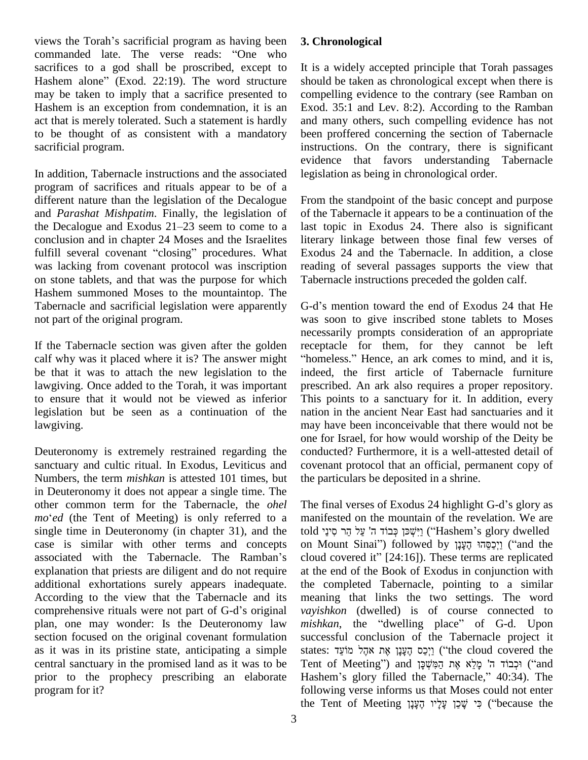views the Torah's sacrificial program as having been commanded late. The verse reads: "One who sacrifices to a god shall be proscribed, except to Hashem alone" (Exod. 22:19). The word structure may be taken to imply that a sacrifice presented to Hashem is an exception from condemnation, it is an act that is merely tolerated. Such a statement is hardly to be thought of as consistent with a mandatory sacrificial program.

In addition, Tabernacle instructions and the associated program of sacrifices and rituals appear to be of a different nature than the legislation of the Decalogue and *Parashat Mishpatim*. Finally, the legislation of the Decalogue and Exodus 21–23 seem to come to a conclusion and in chapter 24 Moses and the Israelites fulfill several covenant "closing" procedures. What was lacking from covenant protocol was inscription on stone tablets, and that was the purpose for which Hashem summoned Moses to the mountaintop. The Tabernacle and sacrificial legislation were apparently not part of the original program.

If the Tabernacle section was given after the golden calf why was it placed where it is? The answer might be that it was to attach the new legislation to the lawgiving. Once added to the Torah, it was important to ensure that it would not be viewed as inferior legislation but be seen as a continuation of the lawgiving.

Deuteronomy is extremely restrained regarding the sanctuary and cultic ritual. In Exodus, Leviticus and Numbers, the term *mishkan* is attested 101 times, but in Deuteronomy it does not appear a single time. The other common term for the Tabernacle, the *ohel mo*'*ed* (the Tent of Meeting) is only referred to a single time in Deuteronomy (in chapter 31), and the case is similar with other terms and concepts associated with the Tabernacle. The Ramban's explanation that priests are diligent and do not require additional exhortations surely appears inadequate. According to the view that the Tabernacle and its comprehensive rituals were not part of G-d's original plan, one may wonder: Is the Deuteronomy law section focused on the original covenant formulation as it was in its pristine state, anticipating a simple central sanctuary in the promised land as it was to be prior to the prophecy prescribing an elaborate program for it?

### 3. Chronological

It is a widely accepted principle that Torah passages should be taken as chronological except when there is compelling evidence to the contrary (see Ramban on Exod. 35:1 and Lev. 8:2). According to the Ramban and many others, such compelling evidence has not been proffered concerning the section of Tabernacle instructions. On the contrary, there is significant evidence that favors understanding Tabernacle legislation as being in chronological order.

From the standpoint of the basic concept and purpose of the Tabernacle it appears to be a continuation of the last topic in Exodus 24. There also is significant literary linkage between those final few verses of Exodus 24 and the Tabernacle. In addition, a close reading of several passages supports the view that Tabernacle instructions preceded the golden calf.

G-d's mention toward the end of Exodus 24 that He was soon to give inscribed stone tablets to Moses necessarily prompts consideration of an appropriate receptacle for them, for they cannot be left "homeless." Hence, an ark comes to mind, and it is, indeed, the first article of Tabernacle furniture prescribed. An ark also requires a proper repository. This points to a sanctuary for it. In addition, every nation in the ancient Near East had sanctuaries and it may have been inconceivable that there would not be one for Israel, for how would worship of the Deity be conducted? Furthermore, it is a well-attested detail of covenant protocol that an official, permanent copy of the particulars be deposited in a shrine.

The final verses of Exodus 24 highlight G-d's glory as manifested on the mountain of the revelation. We are told וַיִּשְׁכֹּן כְּבוֹד ה' עַל הַר סִינַי ("Hashem's glory dwelled on Mount Sinai") followed by וַיְכַסֵּהוּ הֶעָנָן ("and the cloud covered it" [24:16]). These terms are replicated at the end of the Book of Exodus in conjunction with the completed Tabernacle, pointing to a similar meaning that links the two settings. The word *vayishkon* (dwelled) is of course connected to *mishkan*, the "dwelling place" of G-d. Upon successful conclusion of the Tabernacle project it states: וַיְכַס הֶעָנָן אֶת אֹהֶל מוֹעֵד ("the cloud covered the Tent of Meeting") and וּכְבוֹד ה' מָלֵא אֶת הַמִּשְׁכָּן ("and Hashem's glory filled the Tabernacle," 40:34). The following verse informs us that Moses could not enter the Tent of Meeting כִּי שָׁכַן עָלָיו הֶעָנָן ("because the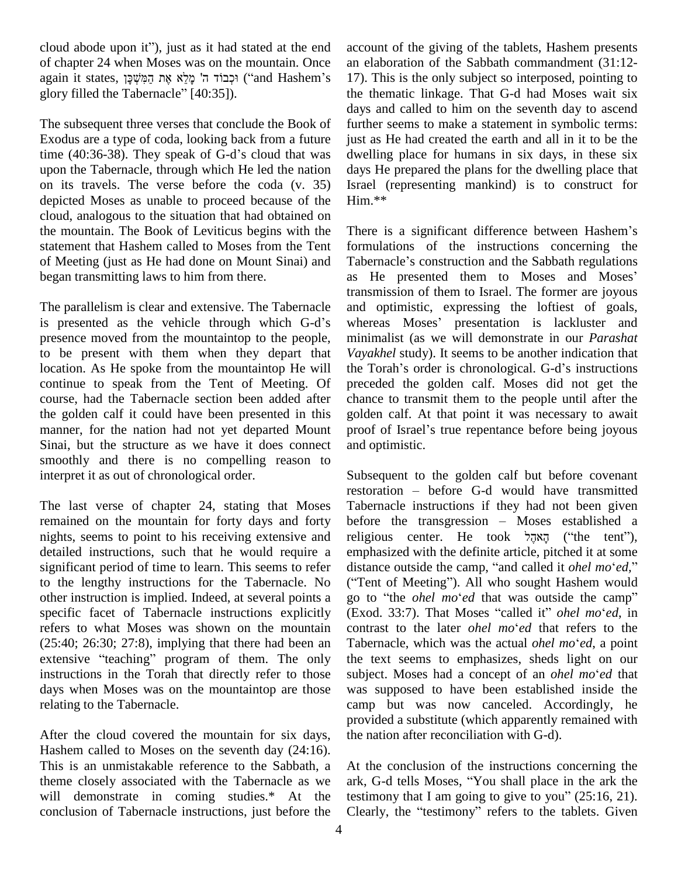cloud abode upon it"), just as it had stated at the end of chapter 24 when Moses was on the mountain. Once again it states, וּכְבוֹד ה' מָלֵא אֶת הַמִּשְׁכָּן ("and Hashem's glory filled the Tabernacle" [40:35]).

The subsequent three verses that conclude the Book of Exodus are a type of coda, looking back from a future time (40:36-38). They speak of G-d's cloud that was upon the Tabernacle, through which He led the nation on its travels. The verse before the coda (v. 35) depicted Moses as unable to proceed because of the cloud, analogous to the situation that had obtained on the mountain. The Book of Leviticus begins with the statement that Hashem called to Moses from the Tent of Meeting (just as He had done on Mount Sinai) and began transmitting laws to him from there.

The parallelism is clear and extensive. The Tabernacle is presented as the vehicle through which G-d's presence moved from the mountaintop to the people, to be present with them when they depart that location. As He spoke from the mountaintop He will continue to speak from the Tent of Meeting. Of course, had the Tabernacle section been added after the golden calf it could have been presented in this manner, for the nation had not yet departed Mount Sinai, but the structure as we have it does connect smoothly and there is no compelling reason to interpret it as out of chronological order.

The last verse of chapter 24, stating that Moses remained on the mountain for forty days and forty nights, seems to point to his receiving extensive and detailed instructions, such that he would require a significant period of time to learn. This seems to refer to the lengthy instructions for the Tabernacle. No other instruction is implied. Indeed, at several points a specific facet of Tabernacle instructions explicitly refers to what Moses was shown on the mountain (25:40; 26:30; 27:8), implying that there had been an extensive "teaching" program of them. The only instructions in the Torah that directly refer to those days when Moses was on the mountaintop are those relating to the Tabernacle.

After the cloud covered the mountain for six days, Hashem called to Moses on the seventh day (24:16). This is an unmistakable reference to the Sabbath, a theme closely associated with the Tabernacle as we will demonstrate in coming studies.* At the conclusion of Tabernacle instructions, just before the account of the giving of the tablets, Hashem presents an elaboration of the Sabbath commandment (31:12-17). This is the only subject so interposed, pointing to the thematic linkage. That G-d had Moses wait six days and called to him on the seventh day to ascend further seems to make a statement in symbolic terms: just as He had created the earth and all in it to be the dwelling place for humans in six days, in these six days He prepared the plans for the dwelling place that Israel (representing mankind) is to construct for Him.**

There is a significant difference between Hashem's formulations of the instructions concerning the Tabernacle's construction and the Sabbath regulations as He presented them to Moses and Moses' transmission of them to Israel. The former are joyous and optimistic, expressing the loftiest of goals, whereas Moses' presentation is lackluster and minimalist (as we will demonstrate in our *Parashat Vayakhel* study). It seems to be another indication that the Torah's order is chronological. G-d's instructions preceded the golden calf. Moses did not get the chance to transmit them to the people until after the golden calf. At that point it was necessary to await proof of Israel's true repentance before being joyous and optimistic.

Subsequent to the golden calf but before covenant restoration – before G-d would have transmitted Tabernacle instructions if they had not been given before the transgression – Moses established a religious center. He took הָאֹהֶל ("the tent"), emphasized with the definite article, pitched it at some distance outside the camp, "and called it *ohel mo*'*ed*," ("Tent of Meeting"). All who sought Hashem would go to "the *ohel mo*'*ed* that was outside the camp" (Exod. 33:7). That Moses "called it" *ohel mo*'*ed*, in contrast to the later *ohel mo*'*ed* that refers to the Tabernacle, which was the actual *ohel mo*'*ed*, a point the text seems to emphasizes, sheds light on our subject. Moses had a concept of an *ohel mo*'*ed* that was supposed to have been established inside the camp but was now canceled. Accordingly, he provided a substitute (which apparently remained with the nation after reconciliation with G-d).

At the conclusion of the instructions concerning the ark, G-d tells Moses, "You shall place in the ark the testimony that I am going to give to you" (25:16, 21). Clearly, the "testimony" refers to the tablets. Given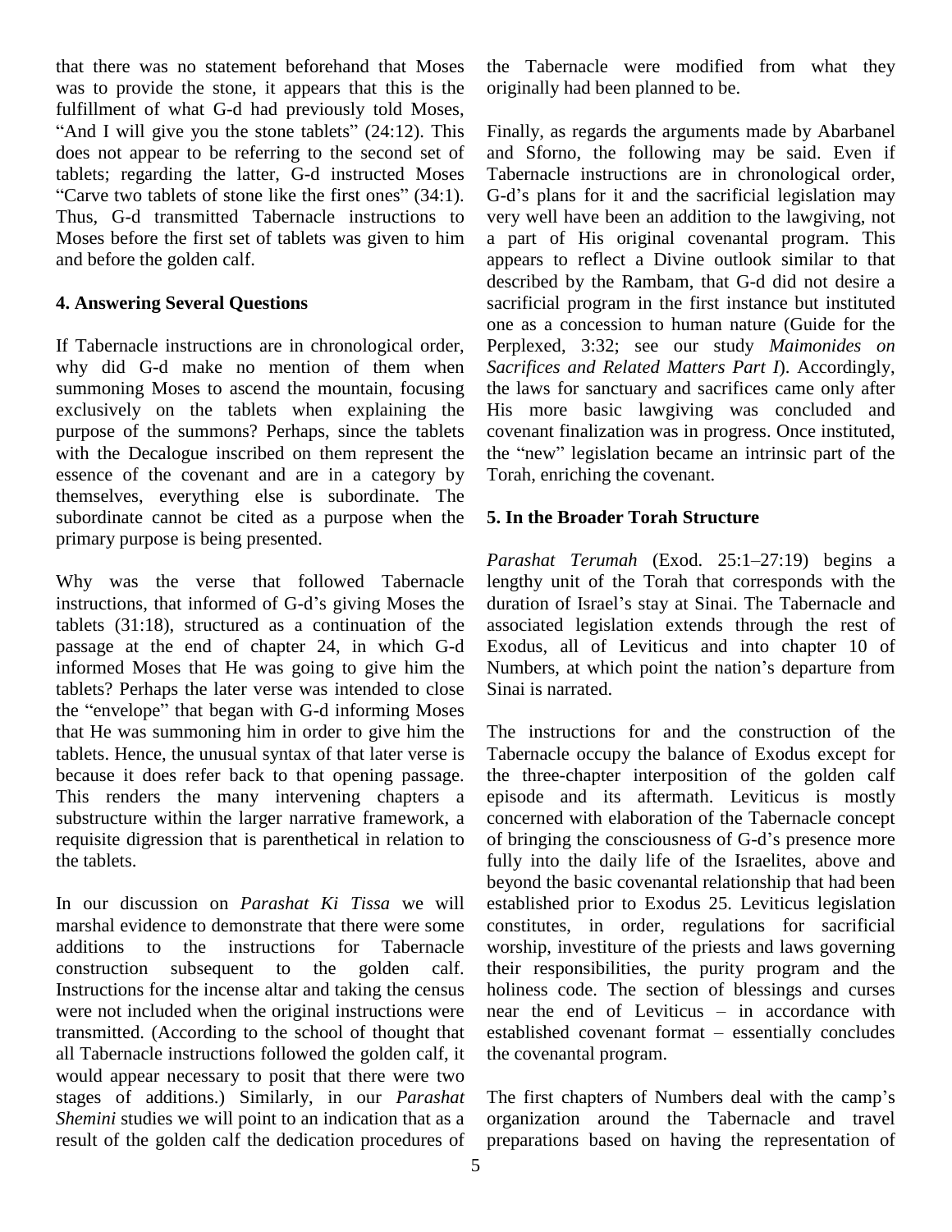that there was no statement beforehand that Moses was to provide the stone, it appears that this is the fulfillment of what G-d had previously told Moses, "And I will give you the stone tablets" (24:12). This does not appear to be referring to the second set of tablets; regarding the latter, G-d instructed Moses "Carve two tablets of stone like the first ones" (34:1). Thus, G-d transmitted Tabernacle instructions to Moses before the first set of tablets was given to him and before the golden calf.

## 4. Answering Several Questions

If Tabernacle instructions are in chronological order, why did G-d make no mention of them when summoning Moses to ascend the mountain, focusing exclusively on the tablets when explaining the purpose of the summons? Perhaps, since the tablets with the Decalogue inscribed on them represent the essence of the covenant and are in a category by themselves, everything else is subordinate. The subordinate cannot be cited as a purpose when the primary purpose is being presented.

Why was the verse that followed Tabernacle instructions, that informed of G-d's giving Moses the tablets (31:18), structured as a continuation of the passage at the end of chapter 24, in which G-d informed Moses that He was going to give him the tablets? Perhaps the later verse was intended to close the "envelope" that began with G-d informing Moses that He was summoning him in order to give him the tablets. Hence, the unusual syntax of that later verse is because it does refer back to that opening passage. This renders the many intervening chapters a substructure within the larger narrative framework, a requisite digression that is parenthetical in relation to the tablets.

In our discussion on *Parashat Ki Tissa* we will marshal evidence to demonstrate that there were some additions to the instructions for Tabernacle construction subsequent to the golden calf. Instructions for the incense altar and taking the census were not included when the original instructions were transmitted. (According to the school of thought that all Tabernacle instructions followed the golden calf, it would appear necessary to posit that there were two stages of additions.) Similarly, in our *Parashat Shemini* studies we will point to an indication that as a result of the golden calf the dedication procedures of the Tabernacle were modified from what they originally had been planned to be.

Finally, as regards the arguments made by Abarbanel and Sforno, the following may be said. Even if Tabernacle instructions are in chronological order, G-d's plans for it and the sacrificial legislation may very well have been an addition to the lawgiving, not a part of His original covenantal program. This appears to reflect a Divine outlook similar to that described by the Rambam, that G-d did not desire a sacrificial program in the first instance but instituted one as a concession to human nature (Guide for the Perplexed, 3:32; see our study *Maimonides on Sacrifices and Related Matters Part I*). Accordingly, the laws for sanctuary and sacrifices came only after His more basic lawgiving was concluded and covenant finalization was in progress. Once instituted, the "new" legislation became an intrinsic part of the Torah, enriching the covenant.

## 5. In the Broader Torah Structure

*Parashat Terumah* (Exod. 25:1–27:19) begins a lengthy unit of the Torah that corresponds with the duration of Israel's stay at Sinai. The Tabernacle and associated legislation extends through the rest of Exodus, all of Leviticus and into chapter 10 of Numbers, at which point the nation's departure from Sinai is narrated.

The instructions for and the construction of the Tabernacle occupy the balance of Exodus except for the three-chapter interposition of the golden calf episode and its aftermath. Leviticus is mostly concerned with elaboration of the Tabernacle concept of bringing the consciousness of G-d's presence more fully into the daily life of the Israelites, above and beyond the basic covenantal relationship that had been established prior to Exodus 25. Leviticus legislation constitutes, in order, regulations for sacrificial worship, investiture of the priests and laws governing their responsibilities, the purity program and the holiness code. The section of blessings and curses near the end of Leviticus – in accordance with established covenant format – essentially concludes the covenantal program.

The first chapters of Numbers deal with the camp's organization around the Tabernacle and travel preparations based on having the representation of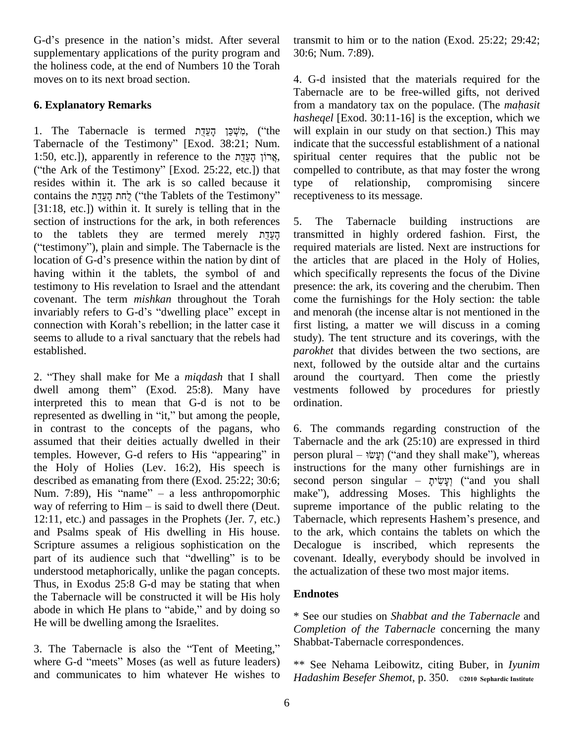G-d's presence in the nation's midst. After several supplementary applications of the purity program and the holiness code, at the end of Numbers 10 the Torah moves on to its next broad section.

## 6. Explanatory Remarks

1. The Tabernacle is termed מִשְׁכַּן הָעֵדֻת, ("the Tabernacle of the Testimony" [Exod. 38:21; Num. 1:50, etc.]), apparently in reference to the אֲרוֹן הָעֵדֻת, ("the Ark of the Testimony" [Exod. 25:22, etc.]) that resides within it. The ark is so called because it contains the לֻחֹת הָעֵדֻת ("the Tablets of the Testimony" [31:18, etc.]) within it. It surely is telling that in the section of instructions for the ark, in both references to the tablets they are termed merely הָעֵדֻת ("testimony"), plain and simple. The Tabernacle is the location of G-d's presence within the nation by dint of having within it the tablets, the symbol of and testimony to His revelation to Israel and the attendant covenant. The term *mishkan* throughout the Torah invariably refers to G-d's "dwelling place" except in connection with Korah's rebellion; in the latter case it seems to allude to a rival sanctuary that the rebels had established.

2. "They shall make for Me a *miqdash* that I shall dwell among them" (Exod. 25:8). Many have interpreted this to mean that G-d is not to be represented as dwelling in "it," but among the people, in contrast to the concepts of the pagans, who assumed that their deities actually dwelled in their temples. However, G-d refers to His "appearing" in the Holy of Holies (Lev. 16:2), His speech is described as emanating from there (Exod. 25:22; 30:6; Num. 7:89), His "name" – a less anthropomorphic way of referring to Him – is said to dwell there (Deut. 12:11, etc.) and passages in the Prophets (Jer. 7, etc.) and Psalms speak of His dwelling in His house. Scripture assumes a religious sophistication on the part of its audience such that "dwelling" is to be understood metaphorically, unlike the pagan concepts. Thus, in Exodus 25:8 G-d may be stating that when the Tabernacle will be constructed it will be His holy abode in which He plans to "abide," and by doing so He will be dwelling among the Israelites.

3. The Tabernacle is also the "Tent of Meeting," where G-d "meets" Moses (as well as future leaders) and communicates to him whatever He wishes to transmit to him or to the nation (Exod. 25:22; 29:42; 30:6; Num. 7:89).

4. G-d insisted that the materials required for the Tabernacle are to be free-willed gifts, not derived from a mandatory tax on the populace. (The *maḥasit hasheqel* [Exod. 30:11-16] is the exception, which we will explain in our study on that section.) This may indicate that the successful establishment of a national spiritual center requires that the public not be compelled to contribute, as that may foster the wrong type of relationship, compromising sincere receptiveness to its message.

5. The Tabernacle building instructions are transmitted in highly ordered fashion. First, the required materials are listed. Next are instructions for the articles that are placed in the Holy of Holies, which specifically represents the focus of the Divine presence: the ark, its covering and the cherubim. Then come the furnishings for the Holy section: the table and menorah (the incense altar is not mentioned in the first listing, a matter we will discuss in a coming study). The tent structure and its coverings, with the *parokhet* that divides between the two sections, are next, followed by the outside altar and the curtains around the courtyard. Then come the priestly vestments followed by procedures for priestly ordination.

6. The commands regarding construction of the Tabernacle and the ark (25:10) are expressed in third person plural – וְעָשׂוּ ("and they shall make"), whereas instructions for the many other furnishings are in second person singular – וְעָשִׂיתָ ("and you shall make"), addressing Moses. This highlights the supreme importance of the public relating to the Tabernacle, which represents Hashem's presence, and to the ark, which contains the tablets on which the Decalogue is inscribed, which represents the covenant. Ideally, everybody should be involved in the actualization of these two most major items.

## Endnotes

* See our studies on *Shabbat and the Tabernacle* and *Completion of the Tabernacle* concerning the many Shabbat-Tabernacle correspondences.

** See Nehama Leibowitz, citing Buber, in *Iyunim Hadashim Besefer Shemot*, p. 350. ©2010 Sephardic Institute